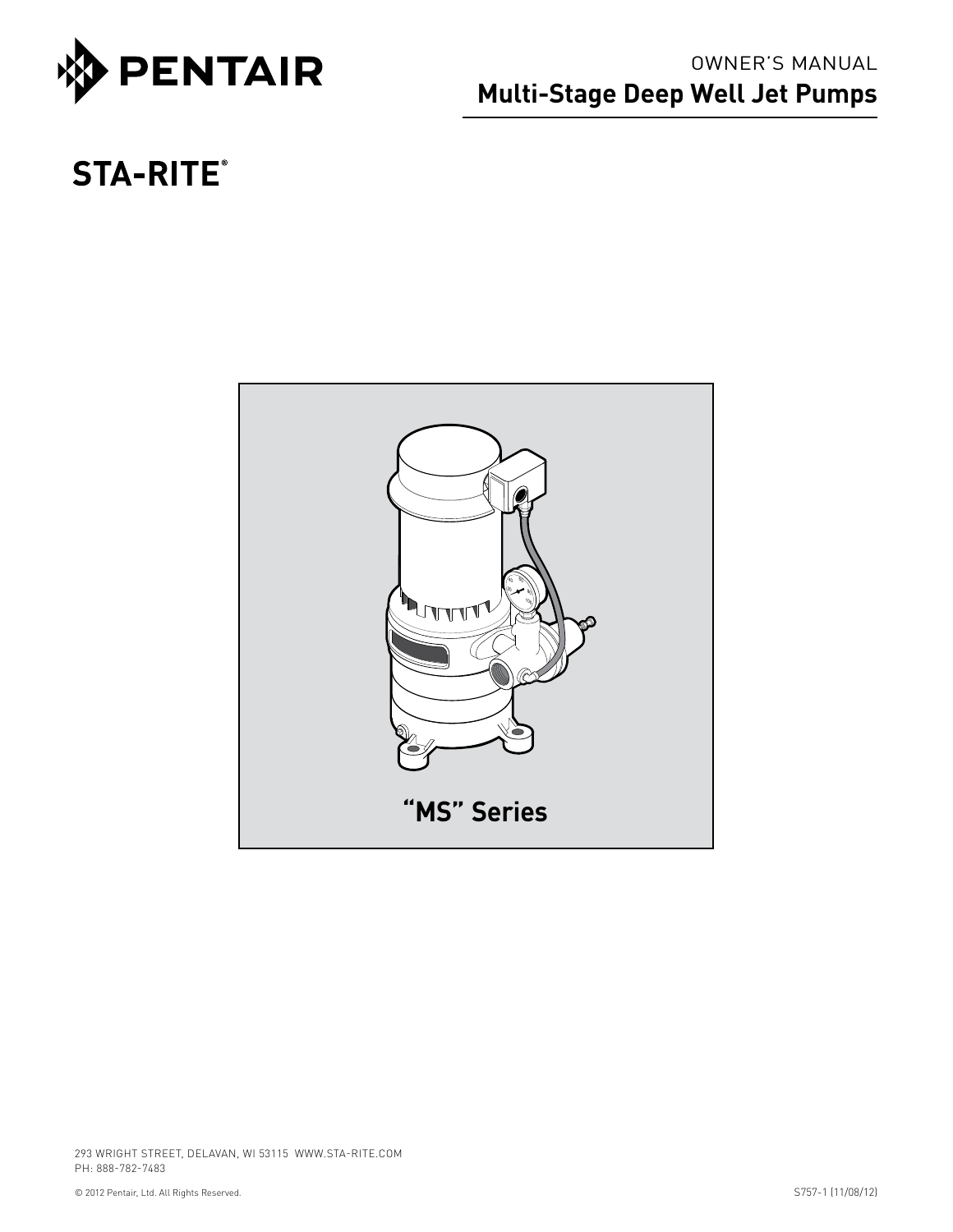PENTAIR

OWNER'S MANUAL

# Multi-Stage Deep Well Jet Pumps

STA-RITE®

"MS" Series

293 WRIGHT STREET, DELAVAN, WI 53115 WWW.STA-RITE.COM
PH: 888-782-7483

© 2012 Pentair, Ltd. All Rights Reserved.

S757-1 (11/08/12)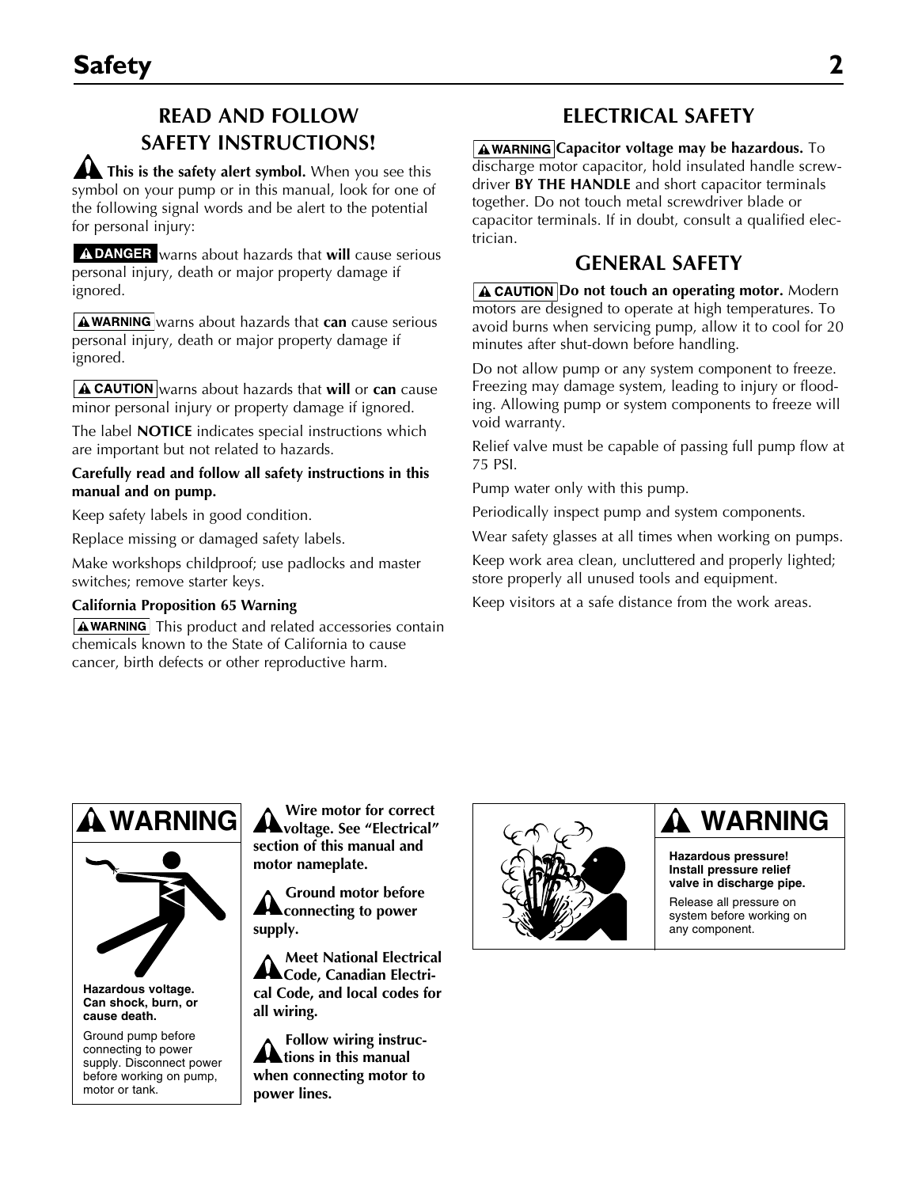# Safety

## READ AND FOLLOW SAFETY INSTRUCTIONS!

⚠ **This is the safety alert symbol.** When you see this symbol on your pump or in this manual, look for one of the following signal words and be alert to the potential for personal injury:

**⚠ DANGER** warns about hazards that **will** cause serious personal injury, death or major property damage if ignored.

**⚠ WARNING** warns about hazards that **can** cause serious personal injury, death or major property damage if ignored.

**⚠ CAUTION** warns about hazards that **will** or **can** cause minor personal injury or property damage if ignored.

The label **NOTICE** indicates special instructions which are important but not related to hazards.

**Carefully read and follow all safety instructions in this manual and on pump.**

Keep safety labels in good condition.

Replace missing or damaged safety labels.

Make workshops childproof; use padlocks and master switches; remove starter keys.

**California Proposition 65 Warning**

**⚠ WARNING** This product and related accessories contain chemicals known to the State of California to cause cancer, birth defects or other reproductive harm.

## ELECTRICAL SAFETY

**⚠ WARNING Capacitor voltage may be hazardous.** To discharge motor capacitor, hold insulated handle screwdriver **BY THE HANDLE** and short capacitor terminals together. Do not touch metal screwdriver blade or capacitor terminals. If in doubt, consult a qualified electrician.

## GENERAL SAFETY

**⚠ CAUTION Do not touch an operating motor.** Modern motors are designed to operate at high temperatures. To avoid burns when servicing pump, allow it to cool for 20 minutes after shut-down before handling.

Do not allow pump or any system component to freeze. Freezing may damage system, leading to injury or flooding. Allowing pump or system components to freeze will void warranty.

Relief valve must be capable of passing full pump flow at 75 PSI.

Pump water only with this pump.

Periodically inspect pump and system components.

Wear safety glasses at all times when working on pumps.

Keep work area clean, uncluttered and properly lighted; store properly all unused tools and equipment.

Keep visitors at a safe distance from the work areas.

**⚠ WARNING**

**Hazardous voltage. Can shock, burn, or cause death.**

Ground pump before connecting to power supply. Disconnect power before working on pump, motor or tank.

⚠ **Wire motor for correct voltage. See "Electrical" section of this manual and motor nameplate.**

⚠ **Ground motor before connecting to power supply.**

⚠ **Meet National Electrical Code, Canadian Electrical Code, and local codes for all wiring.**

⚠ **Follow wiring instructions in this manual when connecting motor to power lines.**

**⚠ WARNING**

**Hazardous pressure! Install pressure relief valve in discharge pipe.**

Release all pressure on system before working on any component.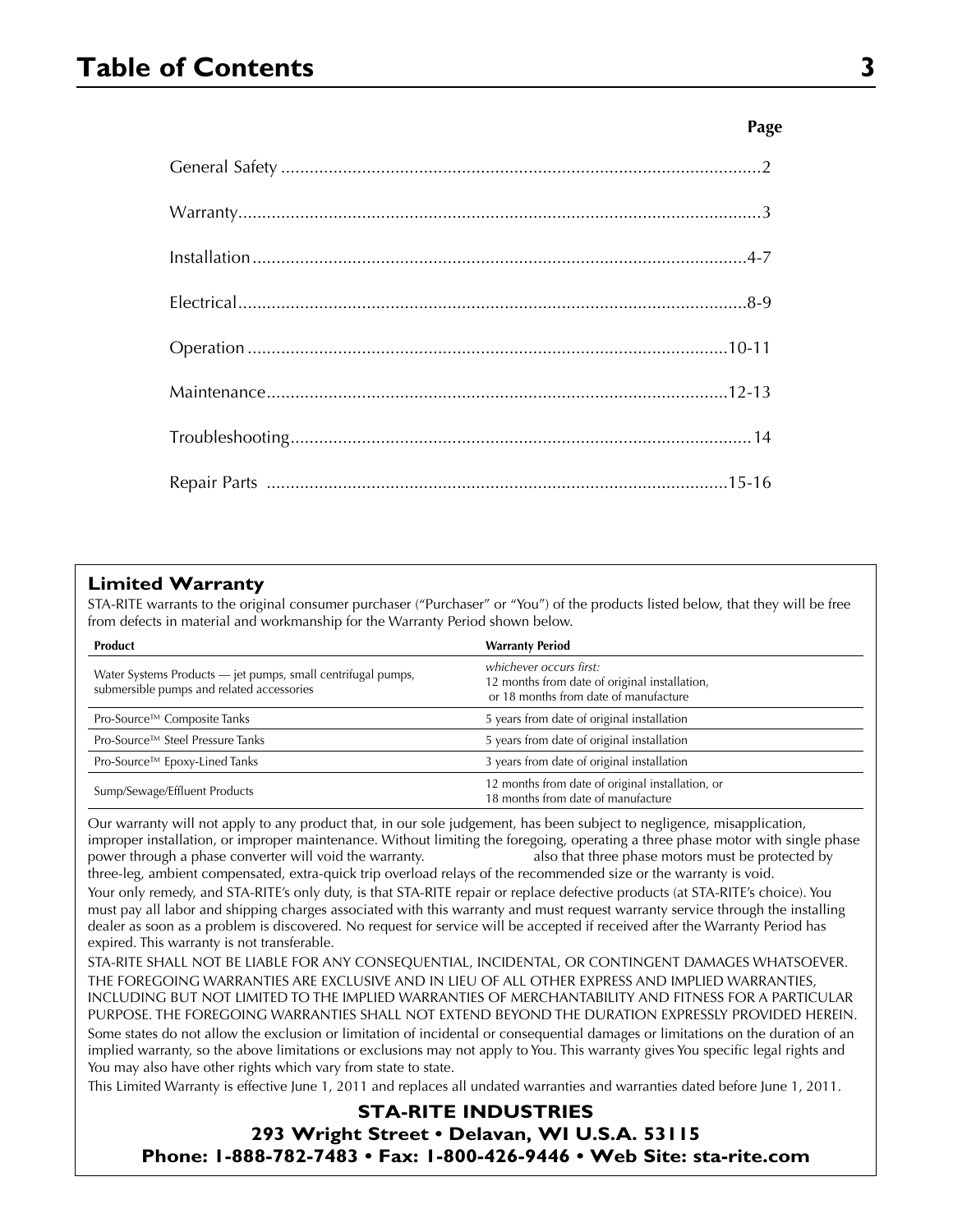# Table of Contents

**Page**

General Safety ....................................................................................................2

Warranty............................................................................................................3

Installation.......................................................................................................4-7

Electrical..........................................................................................................8-9

Operation ....................................................................................................10-11

Maintenance................................................................................................12-13

Troubleshooting................................................................................................14

Repair Parts ................................................................................................15-16

## Limited Warranty

STA-RITE warrants to the original consumer purchaser ("Purchaser" or "You") of the products listed below, that they will be free from defects in material and workmanship for the Warranty Period shown below.

| Product | Warranty Period |
| --- | --- |
| Water Systems Products — jet pumps, small centrifugal pumps, submersible pumps and related accessories | *whichever occurs first:* 12 months from date of original installation, or 18 months from date of manufacture |
| Pro-Source™ Composite Tanks | 5 years from date of original installation |
| Pro-Source™ Steel Pressure Tanks | 5 years from date of original installation |
| Pro-Source™ Epoxy-Lined Tanks | 3 years from date of original installation |
| Sump/Sewage/Effluent Products | 12 months from date of original installation, or 18 months from date of manufacture |

Our warranty will not apply to any product that, in our sole judgement, has been subject to negligence, misapplication, improper installation, or improper maintenance. Without limiting the foregoing, operating a three phase motor with single phase power through a phase converter will void the warranty. also that three phase motors must be protected by three-leg, ambient compensated, extra-quick trip overload relays of the recommended size or the warranty is void.

Your only remedy, and STA-RITE's only duty, is that STA-RITE repair or replace defective products (at STA-RITE's choice). You must pay all labor and shipping charges associated with this warranty and must request warranty service through the installing dealer as soon as a problem is discovered. No request for service will be accepted if received after the Warranty Period has expired. This warranty is not transferable.

STA-RITE SHALL NOT BE LIABLE FOR ANY CONSEQUENTIAL, INCIDENTAL, OR CONTINGENT DAMAGES WHATSOEVER.

THE FOREGOING WARRANTIES ARE EXCLUSIVE AND IN LIEU OF ALL OTHER EXPRESS AND IMPLIED WARRANTIES, INCLUDING BUT NOT LIMITED TO THE IMPLIED WARRANTIES OF MERCHANTABILITY AND FITNESS FOR A PARTICULAR PURPOSE. THE FOREGOING WARRANTIES SHALL NOT EXTEND BEYOND THE DURATION EXPRESSLY PROVIDED HEREIN.

Some states do not allow the exclusion or limitation of incidental or consequential damages or limitations on the duration of an implied warranty, so the above limitations or exclusions may not apply to You. This warranty gives You specific legal rights and You may also have other rights which vary from state to state.

This Limited Warranty is effective June 1, 2011 and replaces all undated warranties and warranties dated before June 1, 2011.

**STA-RITE INDUSTRIES**
**293 Wright Street • Delavan, WI U.S.A. 53115**
**Phone: 1-888-782-7483 • Fax: 1-800-426-9446 • Web Site: sta-rite.com**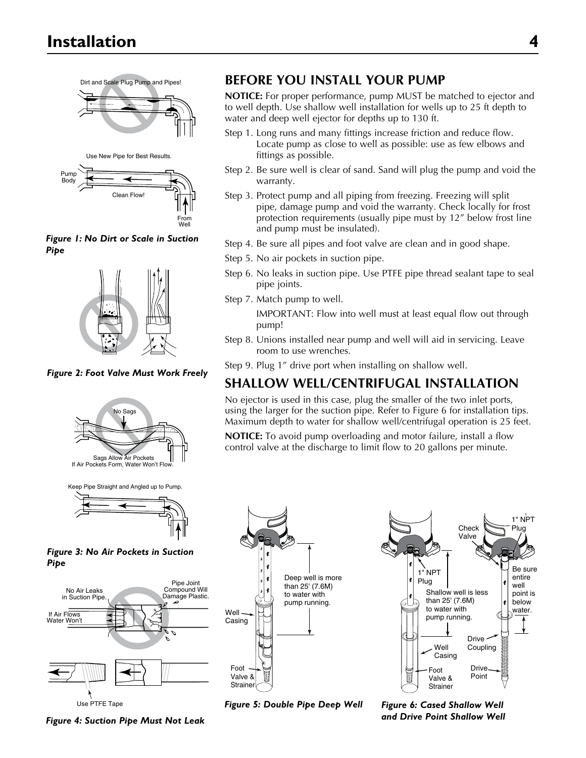# Installation

Figure 1: No Dirt or Scale in Suction Pipe

*Figure 1: No Dirt or Scale in Suction Pipe*

*Figure 2: Foot Valve Must Work Freely*

*Figure 3: No Air Pockets in Suction Pipe*

*Figure 4: Suction Pipe Must Not Leak*

## BEFORE YOU INSTALL YOUR PUMP

**NOTICE:** For proper performance, pump MUST be matched to ejector and to well depth. Use shallow well installation for wells up to 25 ft depth to water and deep well ejector for depths up to 130 ft.

Step 1. Long runs and many fittings increase friction and reduce flow. Locate pump as close to well as possible: use as few elbows and fittings as possible.

Step 2. Be sure well is clear of sand. Sand will plug the pump and void the warranty.

Step 3. Protect pump and all piping from freezing. Freezing will split pipe, damage pump and void the warranty. Check locally for frost protection requirements (usually pipe must by 12″ below frost line and pump must be insulated).

Step 4. Be sure all pipes and foot valve are clean and in good shape.

Step 5. No air pockets in suction pipe.

Step 6. No leaks in suction pipe. Use PTFE pipe thread sealant tape to seal pipe joints.

Step 7. Match pump to well.

IMPORTANT: Flow into well must at least equal flow out through pump!

Step 8. Unions installed near pump and well will aid in servicing. Leave room to use wrenches.

Step 9. Plug 1″ drive port when installing on shallow well.

## SHALLOW WELL/CENTRIFUGAL INSTALLATION

No ejector is used in this case, plug the smaller of the two inlet ports, using the larger for the suction pipe. Refer to Figure 6 for installation tips. Maximum depth to water for shallow well/centrifugal operation is 25 feet.

**NOTICE:** To avoid pump overloading and motor failure, install a flow control valve at the discharge to limit flow to 20 gallons per minute.

*Figure 5: Double Pipe Deep Well*

*Figure 6: Cased Shallow Well and Drive Point Shallow Well*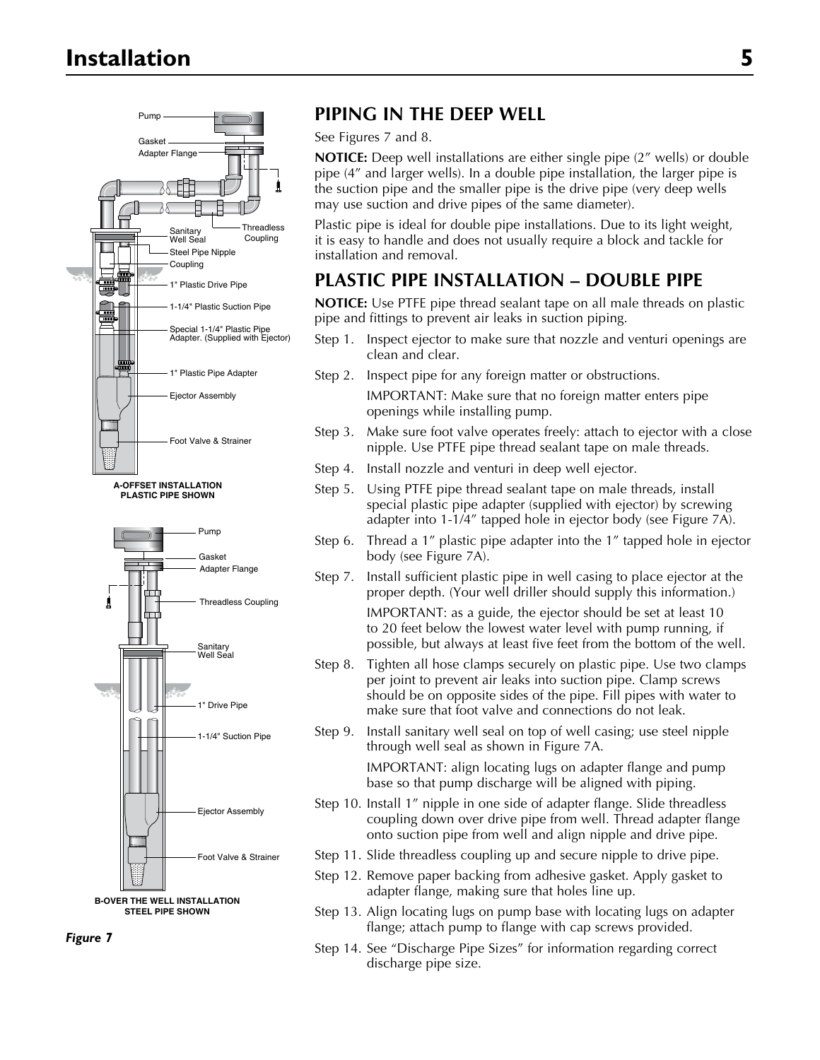## PIPING IN THE DEEP WELL

See Figures 7 and 8.

**NOTICE:** Deep well installations are either single pipe (2″ wells) or double pipe (4″ and larger wells). In a double pipe installation, the larger pipe is the suction pipe and the smaller pipe is the drive pipe (very deep wells may use suction and drive pipes of the same diameter).

Plastic pipe is ideal for double pipe installations. Due to its light weight, it is easy to handle and does not usually require a block and tackle for installation and removal.

## PLASTIC PIPE INSTALLATION – DOUBLE PIPE

**NOTICE:** Use PTFE pipe thread sealant tape on all male threads on plastic pipe and fittings to prevent air leaks in suction piping.

Step 1. Inspect ejector to make sure that nozzle and venturi openings are clean and clear.

Step 2. Inspect pipe for any foreign matter or obstructions.

IMPORTANT: Make sure that no foreign matter enters pipe openings while installing pump.

Step 3. Make sure foot valve operates freely: attach to ejector with a close nipple. Use PTFE pipe thread sealant tape on male threads.

Step 4. Install nozzle and venturi in deep well ejector.

Step 5. Using PTFE pipe thread sealant tape on male threads, install special plastic pipe adapter (supplied with ejector) by screwing adapter into 1-1/4″ tapped hole in ejector body (see Figure 7A).

Step 6. Thread a 1″ plastic pipe adapter into the 1″ tapped hole in ejector body (see Figure 7A).

Step 7. Install sufficient plastic pipe in well casing to place ejector at the proper depth. (Your well driller should supply this information.)

IMPORTANT: as a guide, the ejector should be set at least 10 to 20 feet below the lowest water level with pump running, if possible, but always at least five feet from the bottom of the well.

Step 8. Tighten all hose clamps securely on plastic pipe. Use two clamps per joint to prevent air leaks into suction pipe. Clamp screws should be on opposite sides of the pipe. Fill pipes with water to make sure that foot valve and connections do not leak.

Step 9. Install sanitary well seal on top of well casing; use steel nipple through well seal as shown in Figure 7A.

IMPORTANT: align locating lugs on adapter flange and pump base so that pump discharge will be aligned with piping.

Step 10. Install 1″ nipple in one side of adapter flange. Slide threadless coupling down over drive pipe from well. Thread adapter flange onto suction pipe from well and align nipple and drive pipe.

Step 11. Slide threadless coupling up and secure nipple to drive pipe.

Step 12. Remove paper backing from adhesive gasket. Apply gasket to adapter flange, making sure that holes line up.

Step 13. Align locating lugs on pump base with locating lugs on adapter flange; attach pump to flange with cap screws provided.

Step 14. See "Discharge Pipe Sizes" for information regarding correct discharge pipe size.

**A-OFFSET INSTALLATION PLASTIC PIPE SHOWN**

**B-OVER THE WELL INSTALLATION STEEL PIPE SHOWN**

***Figure 7***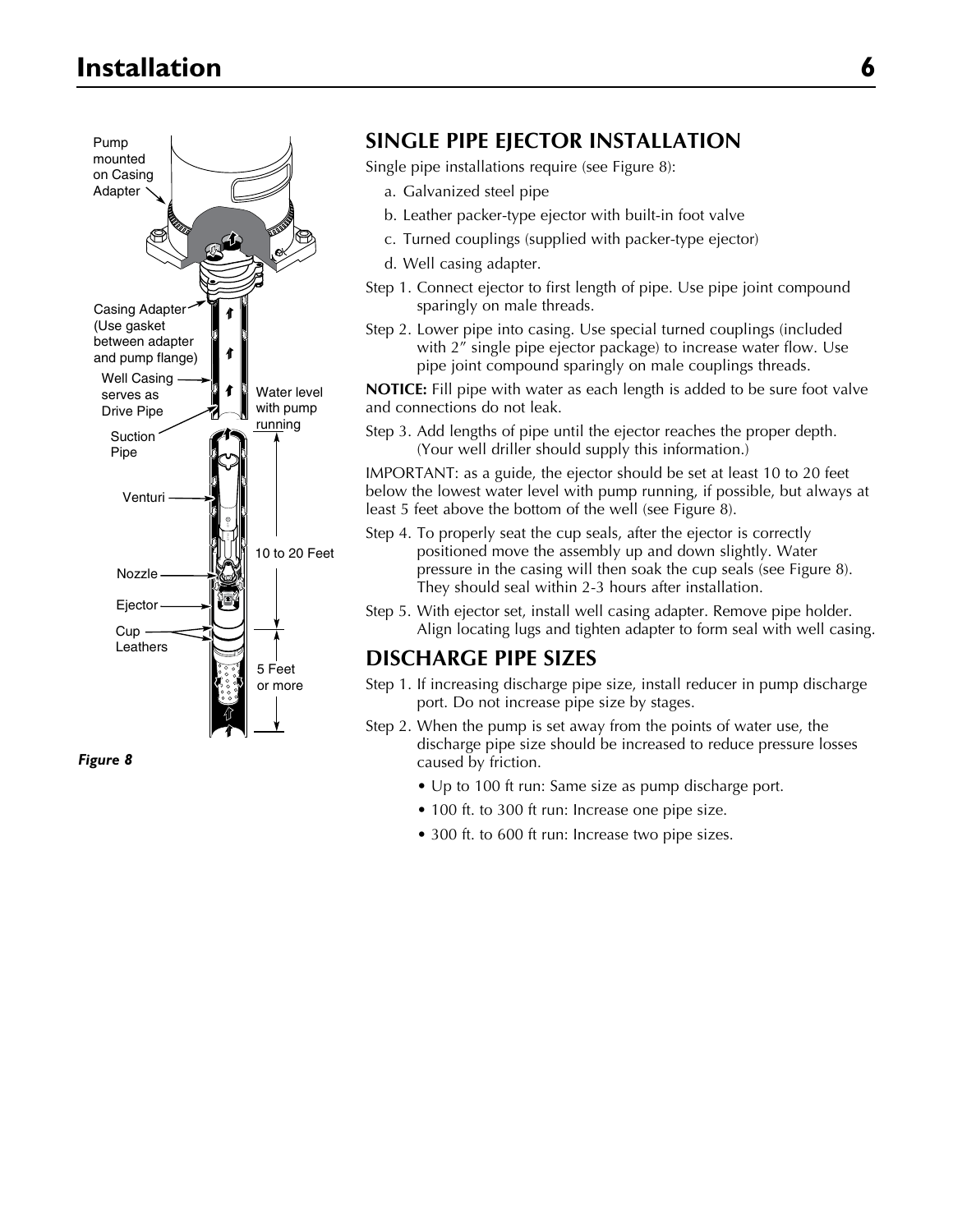## SINGLE PIPE EJECTOR INSTALLATION

Single pipe installations require (see Figure 8):

a. Galvanized steel pipe
b. Leather packer-type ejector with built-in foot valve
c. Turned couplings (supplied with packer-type ejector)
d. Well casing adapter.

Step 1. Connect ejector to first length of pipe. Use pipe joint compound sparingly on male threads.

Step 2. Lower pipe into casing. Use special turned couplings (included with 2" single pipe ejector package) to increase water flow. Use pipe joint compound sparingly on male couplings threads.

**NOTICE:** Fill pipe with water as each length is added to be sure foot valve and connections do not leak.

Step 3. Add lengths of pipe until the ejector reaches the proper depth. (Your well driller should supply this information.)

IMPORTANT: as a guide, the ejector should be set at least 10 to 20 feet below the lowest water level with pump running, if possible, but always at least 5 feet above the bottom of the well (see Figure 8).

Step 4. To properly seat the cup seals, after the ejector is correctly positioned move the assembly up and down slightly. Water pressure in the casing will then soak the cup seals (see Figure 8). They should seal within 2-3 hours after installation.

Step 5. With ejector set, install well casing adapter. Remove pipe holder. Align locating lugs and tighten adapter to form seal with well casing.

*Figure 8*

## DISCHARGE PIPE SIZES

Step 1. If increasing discharge pipe size, install reducer in pump discharge port. Do not increase pipe size by stages.

Step 2. When the pump is set away from the points of water use, the discharge pipe size should be increased to reduce pressure losses caused by friction.

- Up to 100 ft run: Same size as pump discharge port.
- 100 ft. to 300 ft run: Increase one pipe size.
- 300 ft. to 600 ft run: Increase two pipe sizes.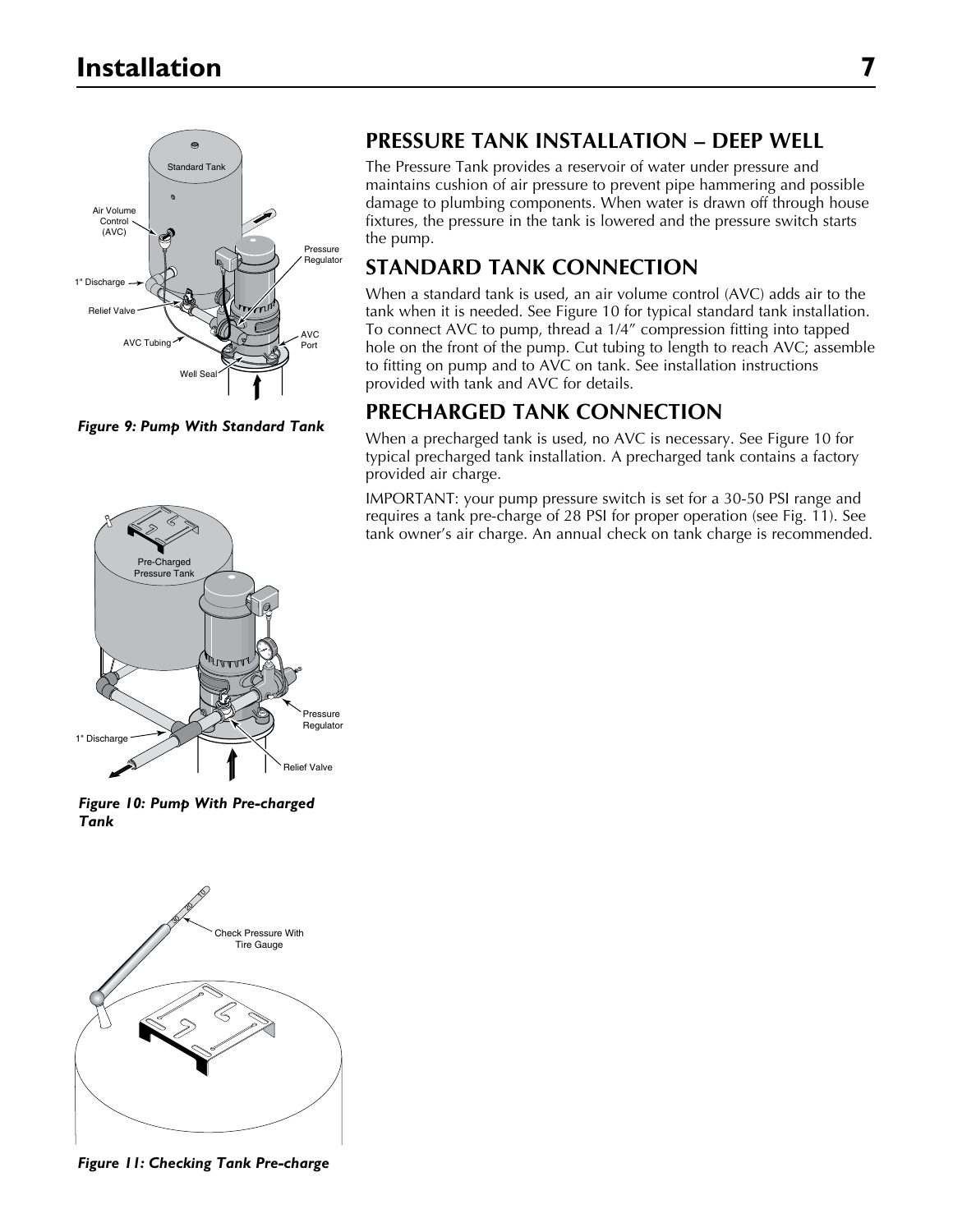*Figure 9: Pump With Standard Tank*

*Figure 10: Pump With Pre-charged Tank*

*Figure 11: Checking Tank Pre-charge*

## PRESSURE TANK INSTALLATION – DEEP WELL

The Pressure Tank provides a reservoir of water under pressure and maintains cushion of air pressure to prevent pipe hammering and possible damage to plumbing components. When water is drawn off through house fixtures, the pressure in the tank is lowered and the pressure switch starts the pump.

## STANDARD TANK CONNECTION

When a standard tank is used, an air volume control (AVC) adds air to the tank when it is needed. See Figure 10 for typical standard tank installation. To connect AVC to pump, thread a 1/4" compression fitting into tapped hole on the front of the pump. Cut tubing to length to reach AVC; assemble to fitting on pump and to AVC on tank. See installation instructions provided with tank and AVC for details.

## PRECHARGED TANK CONNECTION

When a precharged tank is used, no AVC is necessary. See Figure 10 for typical precharged tank installation. A precharged tank contains a factory provided air charge.

IMPORTANT: your pump pressure switch is set for a 30-50 PSI range and requires a tank pre-charge of 28 PSI for proper operation (see Fig. 11). See tank owner's air charge. An annual check on tank charge is recommended.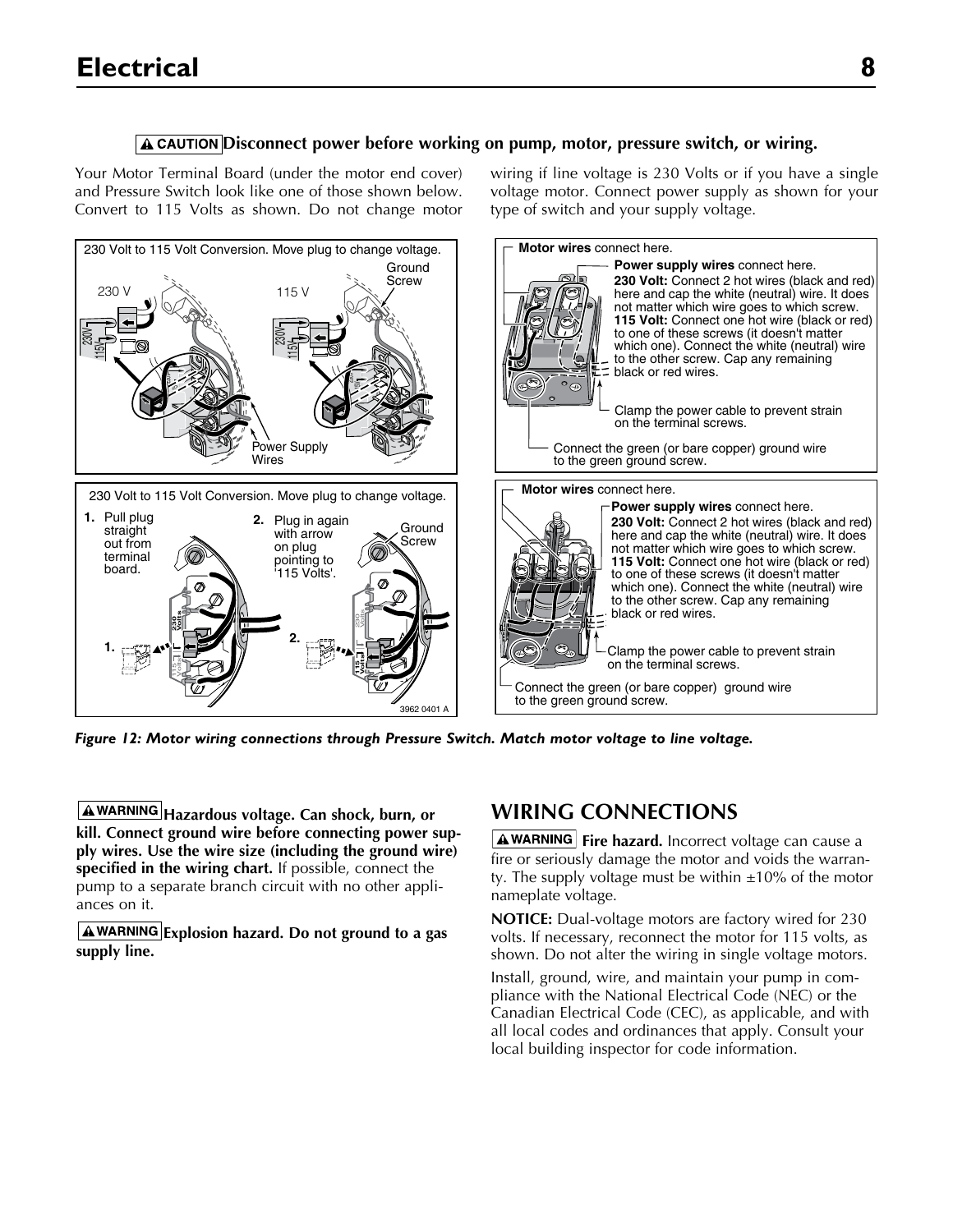## Electrical

**⚠ CAUTION Disconnect power before working on pump, motor, pressure switch, or wiring.**

Your Motor Terminal Board (under the motor end cover) and Pressure Switch look like one of those shown below. Convert to 115 Volts as shown. Do not change motor wiring if line voltage is 230 Volts or if you have a single voltage motor. Connect power supply as shown for your type of switch and your supply voltage.

230 Volt to 115 Volt Conversion. Move plug to change voltage.

230 V — 115 V — Ground Screw — Power Supply Wires

230 Volt to 115 Volt Conversion. Move plug to change voltage.

1. Pull plug straight out from terminal board.
2. Plug in again with arrow on plug pointing to '115 Volts'.

Ground Screw

**Motor wires** connect here.

**Power supply wires** connect here.
**230 Volt:** Connect 2 hot wires (black and red) here and cap the white (neutral) wire. It does not matter which wire goes to which screw.
**115 Volt:** Connect one hot wire (black or red) to one of these screws (it doesn't matter which one). Connect the white (neutral) wire to the other screw. Cap any remaining black or red wires.

Clamp the power cable to prevent strain on the terminal screws.

Connect the green (or bare copper) ground wire to the green ground screw.

**Motor wires** connect here.

**Power supply wires** connect here.
**230 Volt:** Connect 2 hot wires (black and red) here and cap the white (neutral) wire. It does not matter which wire goes to which screw.
**115 Volt:** Connect one hot wire (black or red) to one of these screws (it doesn't matter which one). Connect the white (neutral) wire to the other screw. Cap any remaining black or red wires.

Clamp the power cable to prevent strain on the terminal screws.

Connect the green (or bare copper) ground wire to the green ground screw.

3962 0401 A

*Figure 12: Motor wiring connections through Pressure Switch. Match motor voltage to line voltage.*

**⚠ WARNING Hazardous voltage. Can shock, burn, or kill. Connect ground wire before connecting power supply wires. Use the wire size (including the ground wire) specified in the wiring chart.** If possible, connect the pump to a separate branch circuit with no other appliances on it.

**⚠ WARNING Explosion hazard. Do not ground to a gas supply line.**

## WIRING CONNECTIONS

**⚠ WARNING Fire hazard.** Incorrect voltage can cause a fire or seriously damage the motor and voids the warranty. The supply voltage must be within ±10% of the motor nameplate voltage.

**NOTICE:** Dual-voltage motors are factory wired for 230 volts. If necessary, reconnect the motor for 115 volts, as shown. Do not alter the wiring in single voltage motors.

Install, ground, wire, and maintain your pump in compliance with the National Electrical Code (NEC) or the Canadian Electrical Code (CEC), as applicable, and with all local codes and ordinances that apply. Consult your local building inspector for code information.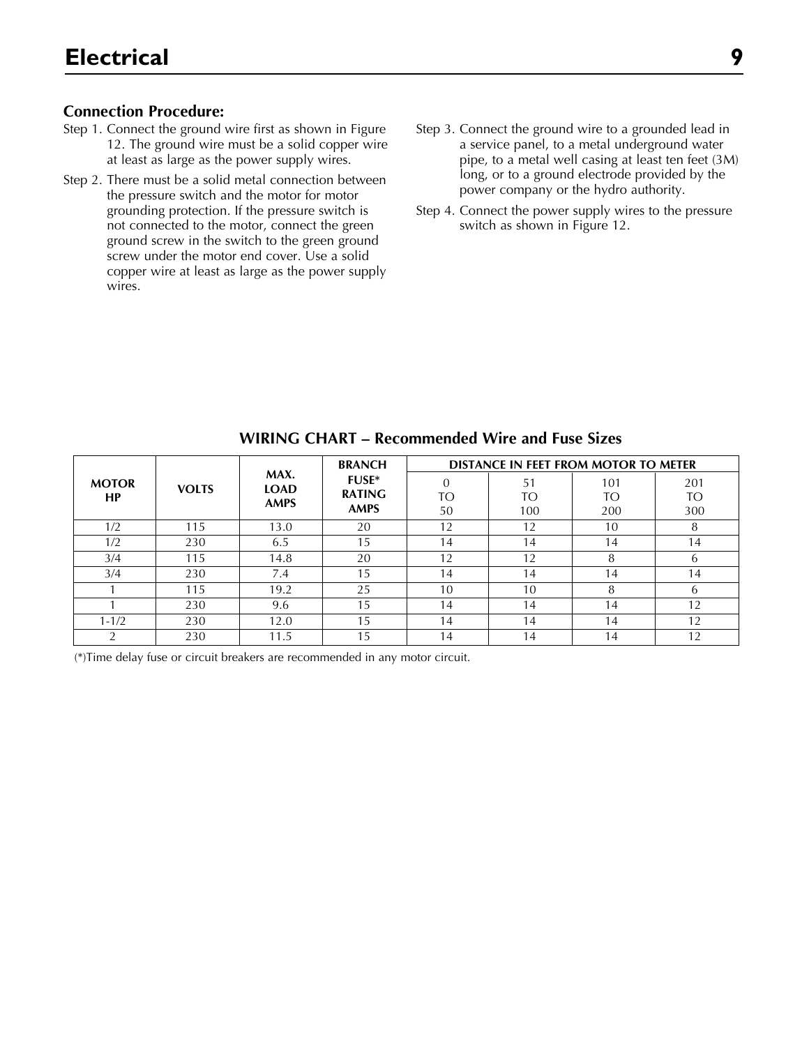# Electrical

### Connection Procedure:

Step 1. Connect the ground wire first as shown in Figure 12. The ground wire must be a solid copper wire at least as large as the power supply wires.

Step 2. There must be a solid metal connection between the pressure switch and the motor for motor grounding protection. If the pressure switch is not connected to the motor, connect the green ground screw in the switch to the green ground screw under the motor end cover. Use a solid copper wire at least as large as the power supply wires.

Step 3. Connect the ground wire to a grounded lead in a service panel, to a metal underground water pipe, to a metal well casing at least ten feet (3M) long, or to a ground electrode provided by the power company or the hydro authority.

Step 4. Connect the power supply wires to the pressure switch as shown in Figure 12.

### WIRING CHART – Recommended Wire and Fuse Sizes

| MOTOR HP | VOLTS | MAX. LOAD AMPS | BRANCH FUSE* RATING AMPS | DISTANCE IN FEET FROM MOTOR TO METER | | | |
|---|---|---|---|---|---|---|---|
| | | | | 0 TO 50 | 51 TO 100 | 101 TO 200 | 201 TO 300 |
| 1/2 | 115 | 13.0 | 20 | 12 | 12 | 10 | 8 |
| 1/2 | 230 | 6.5 | 15 | 14 | 14 | 14 | 14 |
| 3/4 | 115 | 14.8 | 20 | 12 | 12 | 8 | 6 |
| 3/4 | 230 | 7.4 | 15 | 14 | 14 | 14 | 14 |
| 1 | 115 | 19.2 | 25 | 10 | 10 | 8 | 6 |
| 1 | 230 | 9.6 | 15 | 14 | 14 | 14 | 12 |
| 1-1/2 | 230 | 12.0 | 15 | 14 | 14 | 14 | 12 |
| 2 | 230 | 11.5 | 15 | 14 | 14 | 14 | 12 |

(*)Time delay fuse or circuit breakers are recommended in any motor circuit.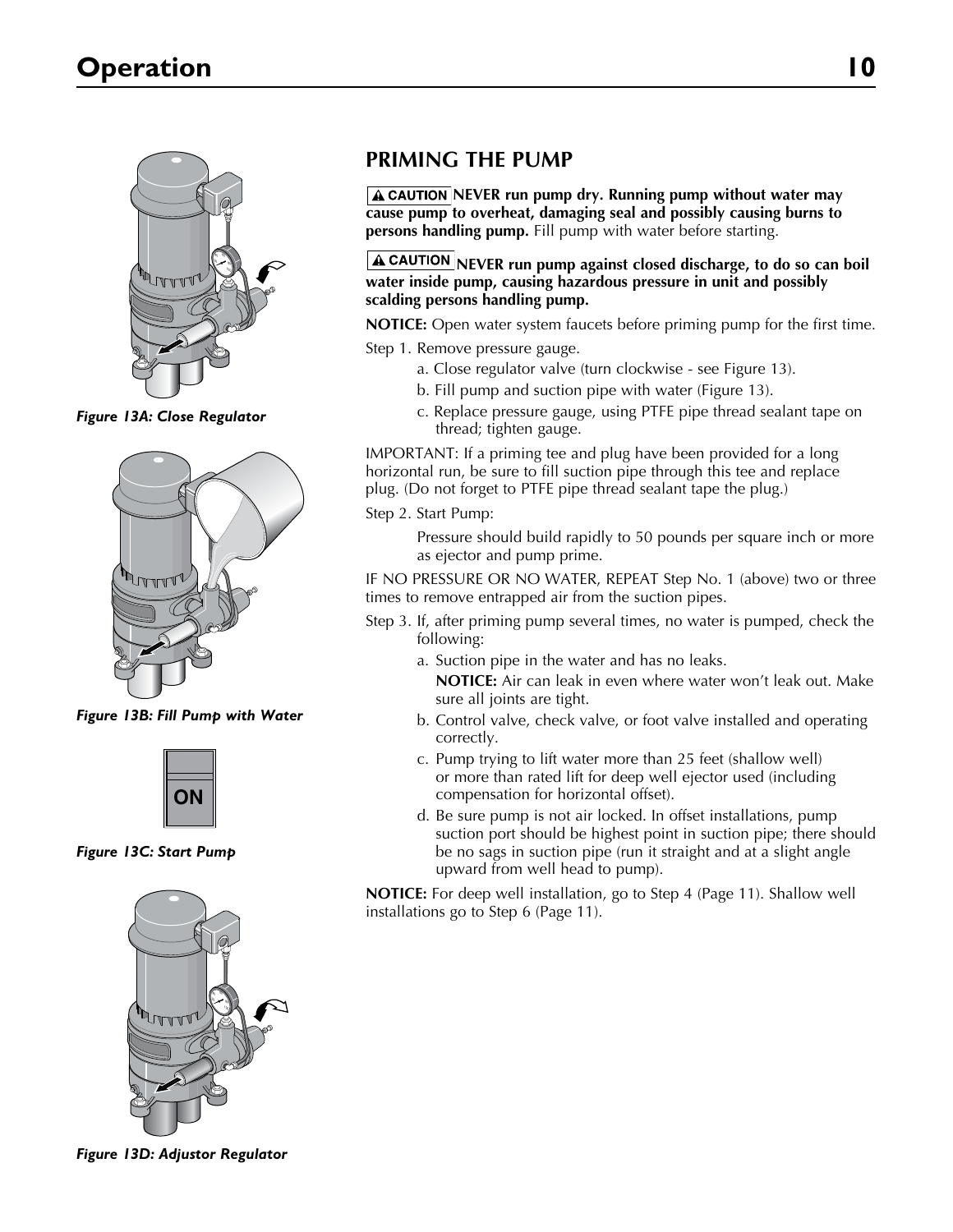# Operation

*Figure 13A: Close Regulator*

*Figure 13B: Fill Pump with Water*

*Figure 13C: Start Pump*

*Figure 13D: Adjustor Regulator*

## PRIMING THE PUMP

**⚠ CAUTION NEVER run pump dry. Running pump without water may cause pump to overheat, damaging seal and possibly causing burns to persons handling pump.** Fill pump with water before starting.

**⚠ CAUTION NEVER run pump against closed discharge, to do so can boil water inside pump, causing hazardous pressure in unit and possibly scalding persons handling pump.**

**NOTICE:** Open water system faucets before priming pump for the first time.

Step 1. Remove pressure gauge.

a. Close regulator valve (turn clockwise - see Figure 13).

b. Fill pump and suction pipe with water (Figure 13).

c. Replace pressure gauge, using PTFE pipe thread sealant tape on thread; tighten gauge.

IMPORTANT: If a priming tee and plug have been provided for a long horizontal run, be sure to fill suction pipe through this tee and replace plug. (Do not forget to PTFE pipe thread sealant tape the plug.)

Step 2. Start Pump:

Pressure should build rapidly to 50 pounds per square inch or more as ejector and pump prime.

IF NO PRESSURE OR NO WATER, REPEAT Step No. 1 (above) two or three times to remove entrapped air from the suction pipes.

Step 3. If, after priming pump several times, no water is pumped, check the following:

a. Suction pipe in the water and has no leaks.

**NOTICE:** Air can leak in even where water won't leak out. Make sure all joints are tight.

b. Control valve, check valve, or foot valve installed and operating correctly.

c. Pump trying to lift water more than 25 feet (shallow well) or more than rated lift for deep well ejector used (including compensation for horizontal offset).

d. Be sure pump is not air locked. In offset installations, pump suction port should be highest point in suction pipe; there should be no sags in suction pipe (run it straight and at a slight angle upward from well head to pump).

**NOTICE:** For deep well installation, go to Step 4 (Page 11). Shallow well installations go to Step 6 (Page 11).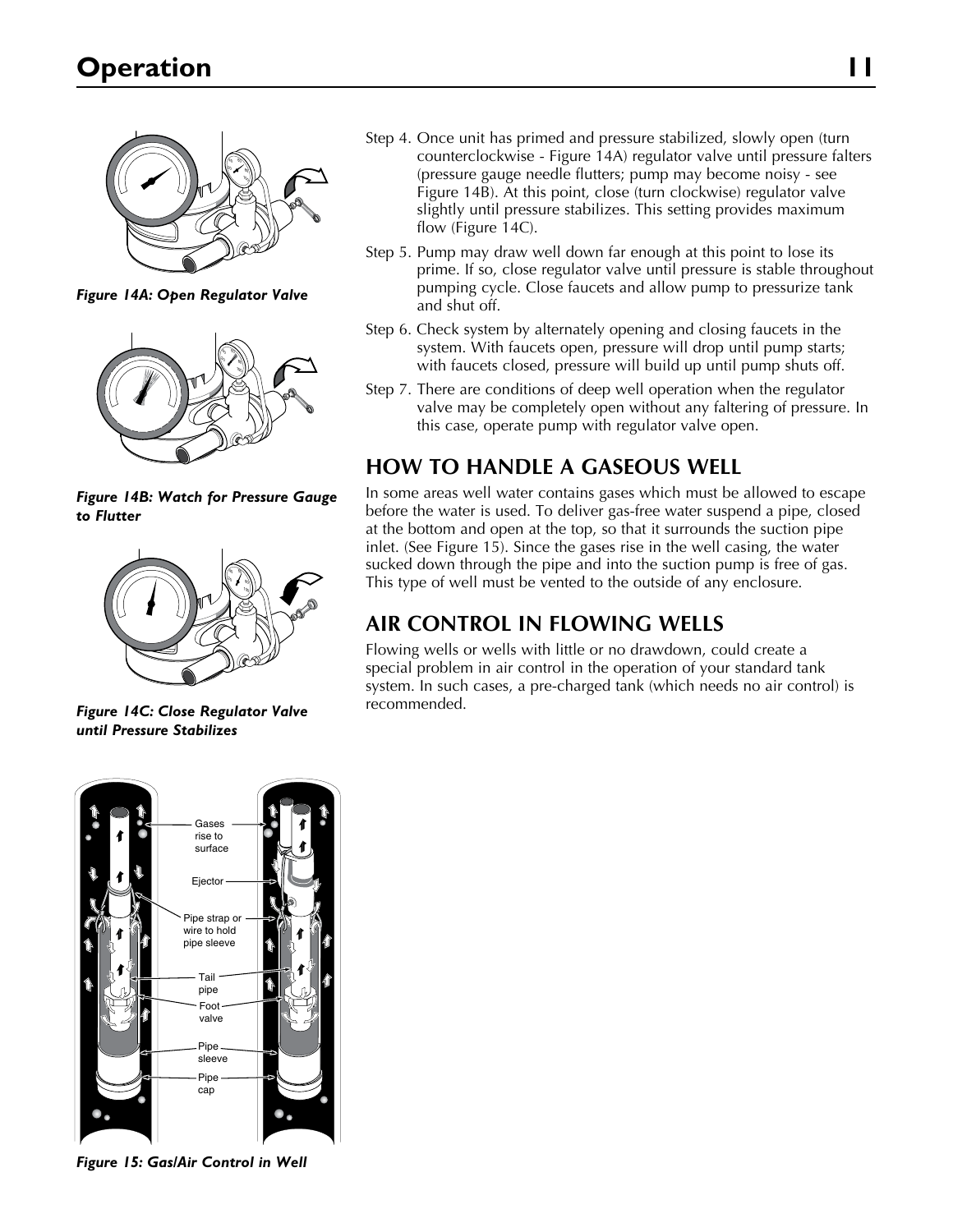*Figure 14A: Open Regulator Valve*

*Figure 14B: Watch for Pressure Gauge to Flutter*

*Figure 14C: Close Regulator Valve until Pressure Stabilizes*

*Figure 15: Gas/Air Control in Well*

Step 4. Once unit has primed and pressure stabilized, slowly open (turn counterclockwise - Figure 14A) regulator valve until pressure falters (pressure gauge needle flutters; pump may become noisy - see Figure 14B). At this point, close (turn clockwise) regulator valve slightly until pressure stabilizes. This setting provides maximum flow (Figure 14C).

Step 5. Pump may draw well down far enough at this point to lose its prime. If so, close regulator valve until pressure is stable throughout pumping cycle. Close faucets and allow pump to pressurize tank and shut off.

Step 6. Check system by alternately opening and closing faucets in the system. With faucets open, pressure will drop until pump starts; with faucets closed, pressure will build up until pump shuts off.

Step 7. There are conditions of deep well operation when the regulator valve may be completely open without any faltering of pressure. In this case, operate pump with regulator valve open.

## HOW TO HANDLE A GASEOUS WELL

In some areas well water contains gases which must be allowed to escape before the water is used. To deliver gas-free water suspend a pipe, closed at the bottom and open at the top, so that it surrounds the suction pipe inlet. (See Figure 15). Since the gases rise in the well casing, the water sucked down through the pipe and into the suction pump is free of gas. This type of well must be vented to the outside of any enclosure.

## AIR CONTROL IN FLOWING WELLS

Flowing wells or wells with little or no drawdown, could create a special problem in air control in the operation of your standard tank system. In such cases, a pre-charged tank (which needs no air control) is recommended.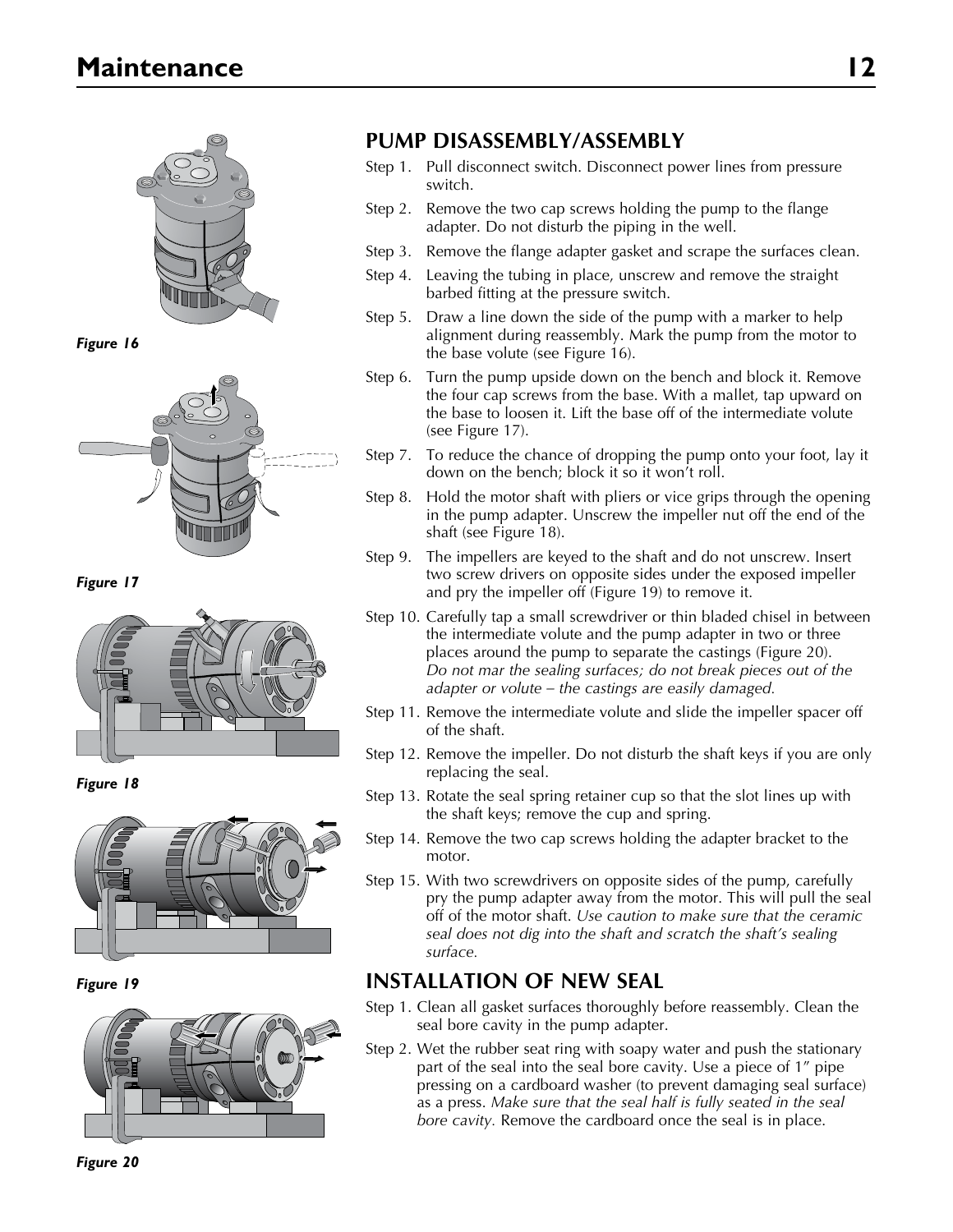# Maintenance

Figure 16

Figure 17

Figure 18

Figure 19

Figure 20

## PUMP DISASSEMBLY/ASSEMBLY

Step 1. Pull disconnect switch. Disconnect power lines from pressure switch.

Step 2. Remove the two cap screws holding the pump to the flange adapter. Do not disturb the piping in the well.

Step 3. Remove the flange adapter gasket and scrape the surfaces clean.

Step 4. Leaving the tubing in place, unscrew and remove the straight barbed fitting at the pressure switch.

Step 5. Draw a line down the side of the pump with a marker to help alignment during reassembly. Mark the pump from the motor to the base volute (see Figure 16).

Step 6. Turn the pump upside down on the bench and block it. Remove the four cap screws from the base. With a mallet, tap upward on the base to loosen it. Lift the base off of the intermediate volute (see Figure 17).

Step 7. To reduce the chance of dropping the pump onto your foot, lay it down on the bench; block it so it won't roll.

Step 8. Hold the motor shaft with pliers or vice grips through the opening in the pump adapter. Unscrew the impeller nut off the end of the shaft (see Figure 18).

Step 9. The impellers are keyed to the shaft and do not unscrew. Insert two screw drivers on opposite sides under the exposed impeller and pry the impeller off (Figure 19) to remove it.

Step 10. Carefully tap a small screwdriver or thin bladed chisel in between the intermediate volute and the pump adapter in two or three places around the pump to separate the castings (Figure 20). *Do not mar the sealing surfaces; do not break pieces out of the adapter or volute – the castings are easily damaged.*

Step 11. Remove the intermediate volute and slide the impeller spacer off of the shaft.

Step 12. Remove the impeller. Do not disturb the shaft keys if you are only replacing the seal.

Step 13. Rotate the seal spring retainer cup so that the slot lines up with the shaft keys; remove the cup and spring.

Step 14. Remove the two cap screws holding the adapter bracket to the motor.

Step 15. With two screwdrivers on opposite sides of the pump, carefully pry the pump adapter away from the motor. This will pull the seal off of the motor shaft. *Use caution to make sure that the ceramic seal does not dig into the shaft and scratch the shaft's sealing surface.*

## INSTALLATION OF NEW SEAL

Step 1. Clean all gasket surfaces thoroughly before reassembly. Clean the seal bore cavity in the pump adapter.

Step 2. Wet the rubber seat ring with soapy water and push the stationary part of the seal into the seal bore cavity. Use a piece of 1" pipe pressing on a cardboard washer (to prevent damaging seal surface) as a press. *Make sure that the seal half is fully seated in the seal bore cavity.* Remove the cardboard once the seal is in place.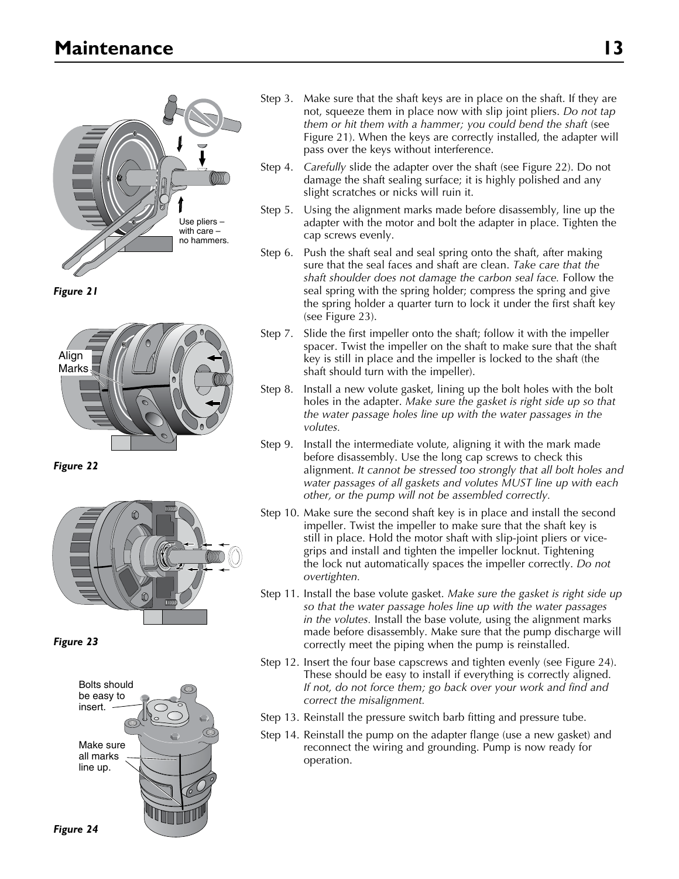## Maintenance

Use pliers – with care – no hammers.

*Figure 21*

Align Marks

*Figure 22*

*Figure 23*

Bolts should be easy to insert.

Make sure all marks line up.

*Figure 24*

Step 3. Make sure that the shaft keys are in place on the shaft. If they are not, squeeze them in place now with slip joint pliers. *Do not tap them or hit them with a hammer; you could bend the shaft* (see Figure 21). When the keys are correctly installed, the adapter will pass over the keys without interference.

Step 4. *Carefully* slide the adapter over the shaft (see Figure 22). Do not damage the shaft sealing surface; it is highly polished and any slight scratches or nicks will ruin it.

Step 5. Using the alignment marks made before disassembly, line up the adapter with the motor and bolt the adapter in place. Tighten the cap screws evenly.

Step 6. Push the shaft seal and seal spring onto the shaft, after making sure that the seal faces and shaft are clean. *Take care that the shaft shoulder does not damage the carbon seal face.* Follow the seal spring with the spring holder; compress the spring and give the spring holder a quarter turn to lock it under the first shaft key (see Figure 23).

Step 7. Slide the first impeller onto the shaft; follow it with the impeller spacer. Twist the impeller on the shaft to make sure that the shaft key is still in place and the impeller is locked to the shaft (the shaft should turn with the impeller).

Step 8. Install a new volute gasket, lining up the bolt holes with the bolt holes in the adapter. *Make sure the gasket is right side up so that the water passage holes line up with the water passages in the volutes.*

Step 9. Install the intermediate volute, aligning it with the mark made before disassembly. Use the long cap screws to check this alignment. *It cannot be stressed too strongly that all bolt holes and water passages of all gaskets and volutes MUST line up with each other, or the pump will not be assembled correctly.*

Step 10. Make sure the second shaft key is in place and install the second impeller. Twist the impeller to make sure that the shaft key is still in place. Hold the motor shaft with slip-joint pliers or vice-grips and install and tighten the impeller locknut. Tightening the lock nut automatically spaces the impeller correctly. *Do not overtighten.*

Step 11. Install the base volute gasket. *Make sure the gasket is right side up so that the water passage holes line up with the water passages in the volutes.* Install the base volute, using the alignment marks made before disassembly. Make sure that the pump discharge will correctly meet the piping when the pump is reinstalled.

Step 12. Insert the four base capscrews and tighten evenly (see Figure 24). These should be easy to install if everything is correctly aligned. *If not, do not force them; go back over your work and find and correct the misalignment.*

Step 13. Reinstall the pressure switch barb fitting and pressure tube.

Step 14. Reinstall the pump on the adapter flange (use a new gasket) and reconnect the wiring and grounding. Pump is now ready for operation.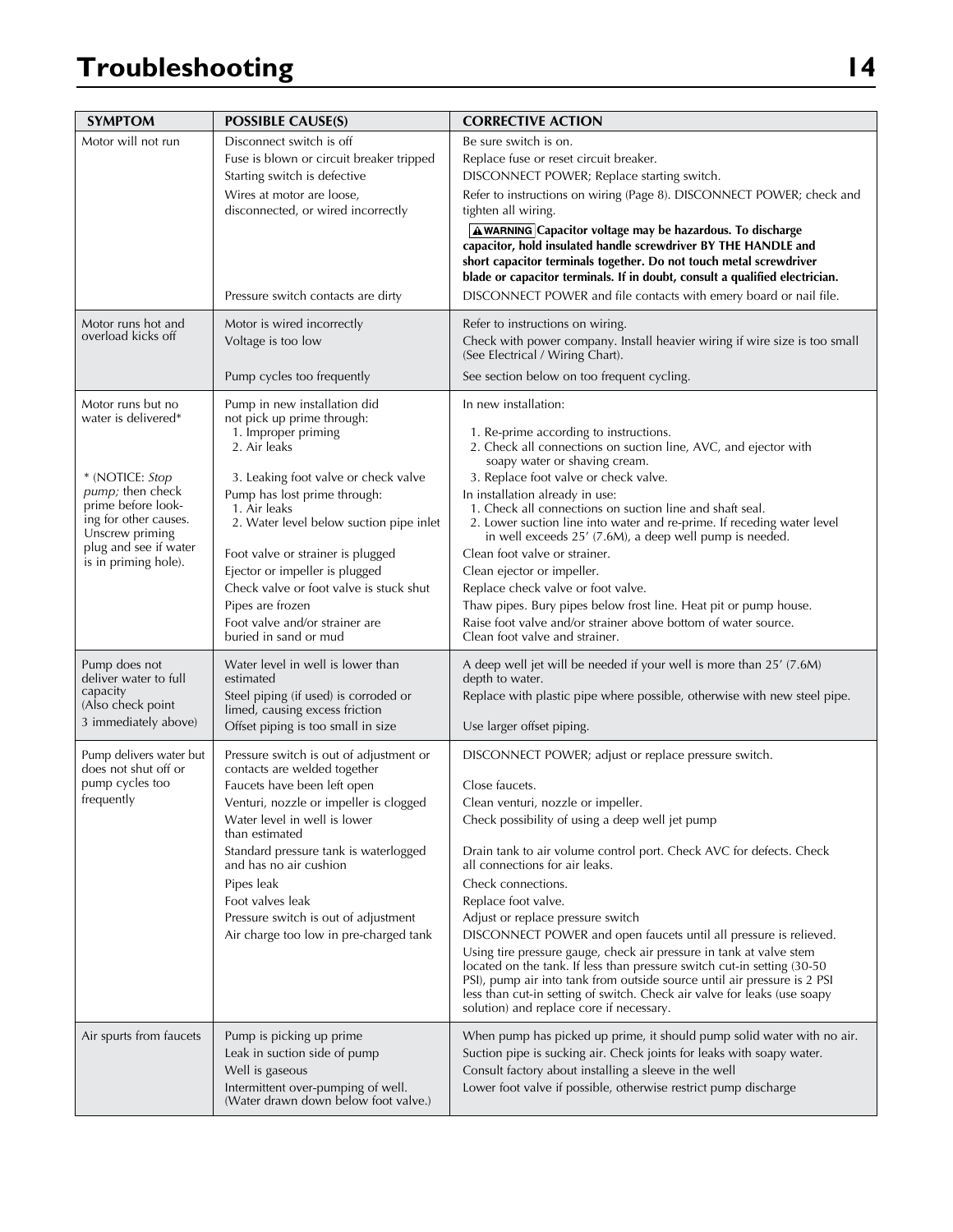# Troubleshooting

| SYMPTOM | POSSIBLE CAUSE(S) | CORRECTIVE ACTION |
|---|---|---|
| Motor will not run | Disconnect switch is off<br>Fuse is blown or circuit breaker tripped<br>Starting switch is defective<br>Wires at motor are loose, disconnected, or wired incorrectly<br><br><br><br><br>Pressure switch contacts are dirty | Be sure switch is on.<br>Replace fuse or reset circuit breaker.<br>DISCONNECT POWER; Replace starting switch.<br>Refer to instructions on wiring (Page 8). DISCONNECT POWER; check and tighten all wiring.<br>**⚠WARNING Capacitor voltage may be hazardous. To discharge capacitor, hold insulated handle screwdriver BY THE HANDLE and short capacitor terminals together. Do not touch metal screwdriver blade or capacitor terminals. If in doubt, consult a qualified electrician.**<br>DISCONNECT POWER and file contacts with emery board or nail file. |
| Motor runs hot and overload kicks off | Motor is wired incorrectly<br>Voltage is too low<br><br>Pump cycles too frequently | Refer to instructions on wiring.<br>Check with power company. Install heavier wiring if wire size is too small (See Electrical / Wiring Chart).<br>See section below on too frequent cycling. |
| Motor runs but no water is delivered*<br><br>* (NOTICE: *Stop pump;* then check prime before looking for other causes. Unscrew priming plug and see if water is in priming hole). | Pump in new installation did not pick up prime through:<br>1. Improper priming<br>2. Air leaks<br><br>3. Leaking foot valve or check valve<br>Pump has lost prime through:<br>1. Air leaks<br>2. Water level below suction pipe inlet<br><br>Foot valve or strainer is plugged<br>Ejector or impeller is plugged<br>Check valve or foot valve is stuck shut<br>Pipes are frozen<br>Foot valve and/or strainer are buried in sand or mud | In new installation:<br>1. Re-prime according to instructions.<br>2. Check all connections on suction line, AVC, and ejector with soapy water or shaving cream.<br>3. Replace foot valve or check valve.<br>In installation already in use:<br>1. Check all connections on suction line and shaft seal.<br>2. Lower suction line into water and re-prime. If receding water level in well exceeds 25' (7.6M), a deep well pump is needed.<br>Clean foot valve or strainer.<br>Clean ejector or impeller.<br>Replace check valve or foot valve.<br>Thaw pipes. Bury pipes below frost line. Heat pit or pump house.<br>Raise foot valve and/or strainer above bottom of water source. Clean foot valve and strainer. |
| Pump does not deliver water to full capacity<br>(Also check point 3 immediately above) | Water level in well is lower than estimated<br>Steel piping (if used) is corroded or limed, causing excess friction<br>Offset piping is too small in size | A deep well jet will be needed if your well is more than 25' (7.6M) depth to water.<br>Replace with plastic pipe where possible, otherwise with new steel pipe.<br><br>Use larger offset piping. |
| Pump delivers water but does not shut off or pump cycles too frequently | Pressure switch is out of adjustment or contacts are welded together<br>Faucets have been left open<br>Venturi, nozzle or impeller is clogged<br>Water level in well is lower than estimated<br>Standard pressure tank is waterlogged and has no air cushion<br>Pipes leak<br>Foot valves leak<br>Pressure switch is out of adjustment<br>Air charge too low in pre-charged tank | DISCONNECT POWER; adjust or replace pressure switch.<br><br>Close faucets.<br>Clean venturi, nozzle or impeller.<br>Check possibility of using a deep well jet pump<br><br>Drain tank to air volume control port. Check AVC for defects. Check all connections for air leaks.<br>Check connections.<br>Replace foot valve.<br>Adjust or replace pressure switch<br>DISCONNECT POWER and open faucets until all pressure is relieved. Using tire pressure gauge, check air pressure in tank at valve stem located on the tank. If less than pressure switch cut-in setting (30-50 PSI), pump air into tank from outside source until air pressure is 2 PSI less than cut-in setting of switch. Check air valve for leaks (use soapy solution) and replace core if necessary. |
| Air spurts from faucets | Pump is picking up prime<br>Leak in suction side of pump<br>Well is gaseous<br>Intermittent over-pumping of well. (Water drawn down below foot valve.) | When pump has picked up prime, it should pump solid water with no air.<br>Suction pipe is sucking air. Check joints for leaks with soapy water.<br>Consult factory about installing a sleeve in the well<br>Lower foot valve if possible, otherwise restrict pump discharge |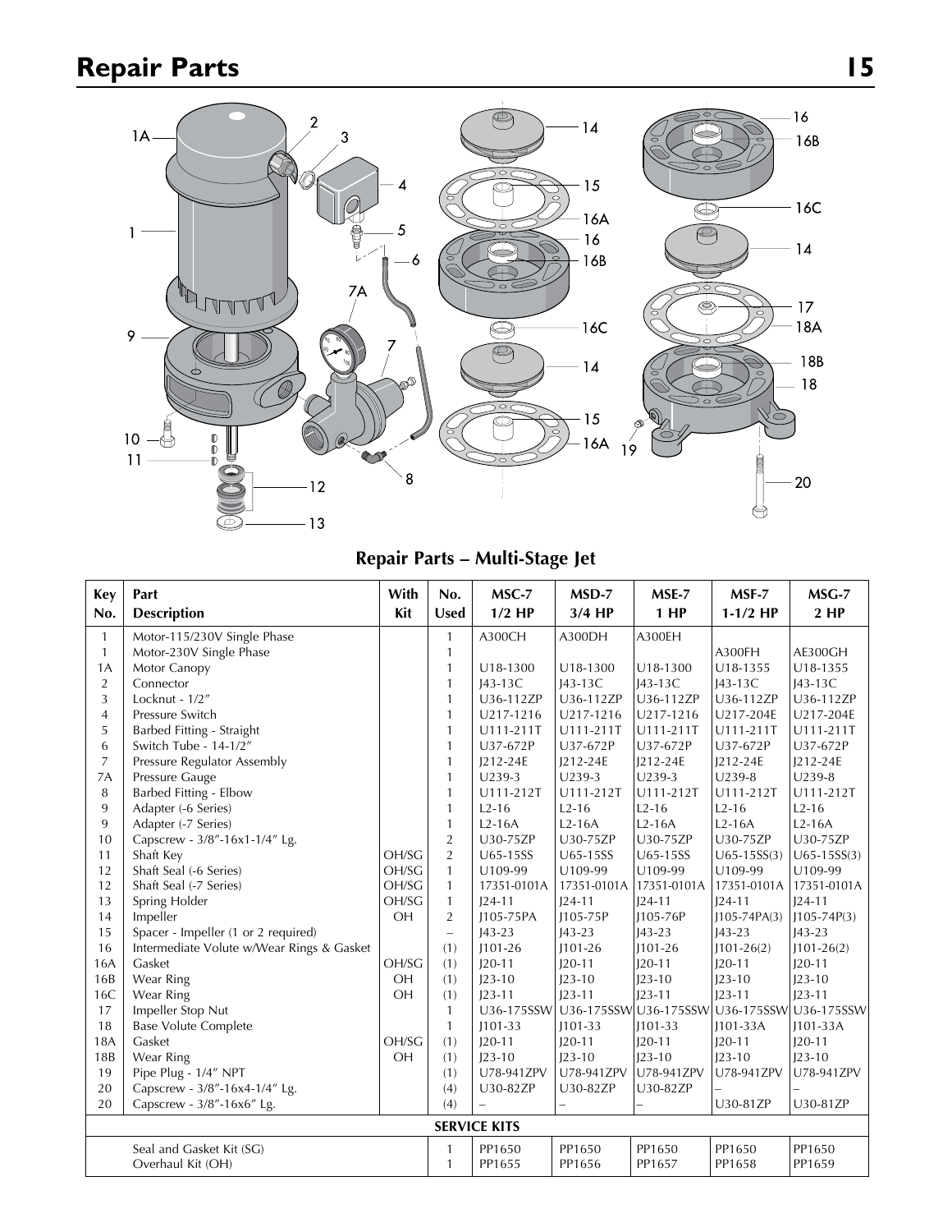# Repair Parts

## Repair Parts – Multi-Stage Jet

| Key No. | Part Description | With Kit | No. Used | MSC-7 1/2 HP | MSD-7 3/4 HP | MSE-7 1 HP | MSF-7 1-1/2 HP | MSG-7 2 HP |
|---|---|---|---|---|---|---|---|---|
| 1 | Motor-115/230V Single Phase | | 1 | A300CH | A300DH | A300EH | | |
| 1 | Motor-230V Single Phase | | 1 | | | | A300FH | AE300GH |
| 1A | Motor Canopy | | 1 | U18-1300 | U18-1300 | U18-1300 | U18-1355 | U18-1355 |
| 2 | Connector | | 1 | J43-13C | J43-13C | J43-13C | J43-13C | J43-13C |
| 3 | Locknut - 1/2″ | | 1 | U36-112ZP | U36-112ZP | U36-112ZP | U36-112ZP | U36-112ZP |
| 4 | Pressure Switch | | 1 | U217-1216 | U217-1216 | U217-1216 | U217-204E | U217-204E |
| 5 | Barbed Fitting - Straight | | 1 | U111-211T | U111-211T | U111-211T | U111-211T | U111-211T |
| 6 | Switch Tube - 14-1/2″ | | 1 | U37-672P | U37-672P | U37-672P | U37-672P | U37-672P |
| 7 | Pressure Regulator Assembly | | 1 | J212-24E | J212-24E | J212-24E | J212-24E | J212-24E |
| 7A | Pressure Gauge | | 1 | U239-3 | U239-3 | U239-3 | U239-8 | U239-8 |
| 8 | Barbed Fitting - Elbow | | 1 | U111-212T | U111-212T | U111-212T | U111-212T | U111-212T |
| 9 | Adapter (-6 Series) | | 1 | L2-16 | L2-16 | L2-16 | L2-16 | L2-16 |
| 9 | Adapter (-7 Series) | | 1 | L2-16A | L2-16A | L2-16A | L2-16A | L2-16A |
| 10 | Capscrew - 3/8″-16x1-1/4″ Lg. | | 2 | U30-75ZP | U30-75ZP | U30-75ZP | U30-75ZP | U30-75ZP |
| 11 | Shaft Key | OH/SG | 2 | U65-15SS | U65-15SS | U65-15SS | U65-15SS(3) | U65-15SS(3) |
| 12 | Shaft Seal (-6 Series) | OH/SG | 1 | U109-99 | U109-99 | U109-99 | U109-99 | U109-99 |
| 12 | Shaft Seal (-7 Series) | OH/SG | 1 | 17351-0101A | 17351-0101A | 17351-0101A | 17351-0101A | 17351-0101A |
| 13 | Spring Holder | OH/SG | 1 | J24-11 | J24-11 | J24-11 | J24-11 | J24-11 |
| 14 | Impeller | OH | 2 | J105-75PA | J105-75P | J105-76P | J105-74PA(3) | J105-74P(3) |
| 15 | Spacer - Impeller (1 or 2 required) | | – | J43-23 | J43-23 | J43-23 | J43-23 | J43-23 |
| 16 | Intermediate Volute w/Wear Rings & Gasket | | (1) | J101-26 | J101-26 | J101-26 | J101-26(2) | J101-26(2) |
| 16A | Gasket | OH/SG | (1) | J20-11 | J20-11 | J20-11 | J20-11 | J20-11 |
| 16B | Wear Ring | OH | (1) | J23-10 | J23-10 | J23-10 | J23-10 | J23-10 |
| 16C | Wear Ring | OH | (1) | J23-11 | J23-11 | J23-11 | J23-11 | J23-11 |
| 17 | Impeller Stop Nut | | 1 | U36-175SSW | U36-175SSW | U36-175SSW | U36-175SSW | U36-175SSW |
| 18 | Base Volute Complete | | 1 | J101-33 | J101-33 | J101-33 | J101-33A | J101-33A |
| 18A | Gasket | OH/SG | (1) | J20-11 | J20-11 | J20-11 | J20-11 | J20-11 |
| 18B | Wear Ring | OH | (1) | J23-10 | J23-10 | J23-10 | J23-10 | J23-10 |
| 19 | Pipe Plug - 1/4″ NPT | | (1) | U78-941ZPV | U78-941ZPV | U78-941ZPV | U78-941ZPV | U78-941ZPV |
| 20 | Capscrew - 3/8″-16x4-1/4″ Lg. | | (4) | U30-82ZP | U30-82ZP | U30-82ZP | – | – |
| 20 | Capscrew - 3/8″-16x6″ Lg. | | (4) | – | – | – | U30-81ZP | U30-81ZP |
| | **SERVICE KITS** | | | | | | | |
| | Seal and Gasket Kit (SG) | | 1 | PP1650 | PP1650 | PP1650 | PP1650 | PP1650 |
| | Overhaul Kit (OH) | | 1 | PP1655 | PP1656 | PP1657 | PP1658 | PP1659 |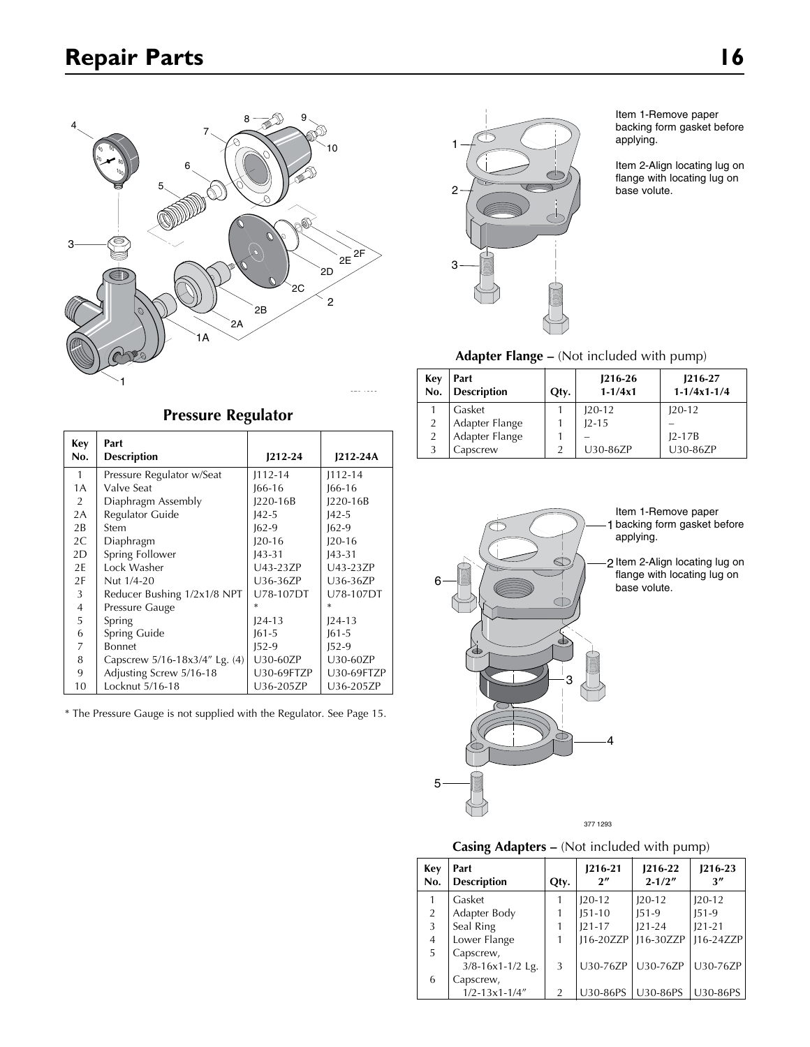# Repair Parts

## Pressure Regulator

| Key No. | Part Description | J212-24 | J212-24A |
|---|---|---|---|
| 1 | Pressure Regulator w/Seat | J112-14 | J112-14 |
| 1A | Valve Seat | J66-16 | J66-16 |
| 2 | Diaphragm Assembly | J220-16B | J220-16B |
| 2A | Regulator Guide | J42-5 | J42-5 |
| 2B | Stem | J62-9 | J62-9 |
| 2C | Diaphragm | J20-16 | J20-16 |
| 2D | Spring Follower | J43-31 | J43-31 |
| 2E | Lock Washer | U43-23ZP | U43-23ZP |
| 2F | Nut 1/4-20 | U36-36ZP | U36-36ZP |
| 3 | Reducer Bushing 1/2x1/8 NPT | U78-107DT | U78-107DT |
| 4 | Pressure Gauge | * | * |
| 5 | Spring | J24-13 | J24-13 |
| 6 | Spring Guide | J61-5 | J61-5 |
| 7 | Bonnet | J52-9 | J52-9 |
| 8 | Capscrew 5/16-18x3/4″ Lg. (4) | U30-60ZP | U30-60ZP |
| 9 | Adjusting Screw 5/16-18 | U30-69FTZP | U30-69FTZP |
| 10 | Locknut 5/16-18 | U36-205ZP | U36-205ZP |

* The Pressure Gauge is not supplied with the Regulator. See Page 15.

Item 1-Remove paper backing form gasket before applying.

Item 2-Align locating lug on flange with locating lug on base volute.

**Adapter Flange –** (Not included with pump)

| Key No. | Part Description | Qty. | J216-26 1-1/4x1 | J216-27 1-1/4x1-1/4 |
|---|---|---|---|---|
| 1 | Gasket | 1 | J20-12 | J20-12 |
| 2 | Adapter Flange | 1 | J2-15 | – |
| 2 | Adapter Flange | 1 | – | J2-17B |
| 3 | Capscrew | 2 | U30-86ZP | U30-86ZP |

Item 1-Remove paper backing form gasket before applying.

Item 2-Align locating lug on flange with locating lug on base volute.

377 1293

**Casing Adapters –** (Not included with pump)

| Key No. | Part Description | Qty. | J216-21 2″ | J216-22 2-1/2″ | J216-23 3″ |
|---|---|---|---|---|---|
| 1 | Gasket | 1 | J20-12 | J20-12 | J20-12 |
| 2 | Adapter Body | 1 | J51-10 | J51-9 | J51-9 |
| 3 | Seal Ring | 1 | J21-17 | J21-24 | J21-21 |
| 4 | Lower Flange | 1 | J16-20ZZP | J16-30ZZP | J16-24ZZP |
| 5 | Capscrew, 3/8-16x1-1/2 Lg. | 3 | U30-76ZP | U30-76ZP | U30-76ZP |
| 6 | Capscrew, 1/2-13x1-1/4″ | 2 | U30-86PS | U30-86PS | U30-86PS |